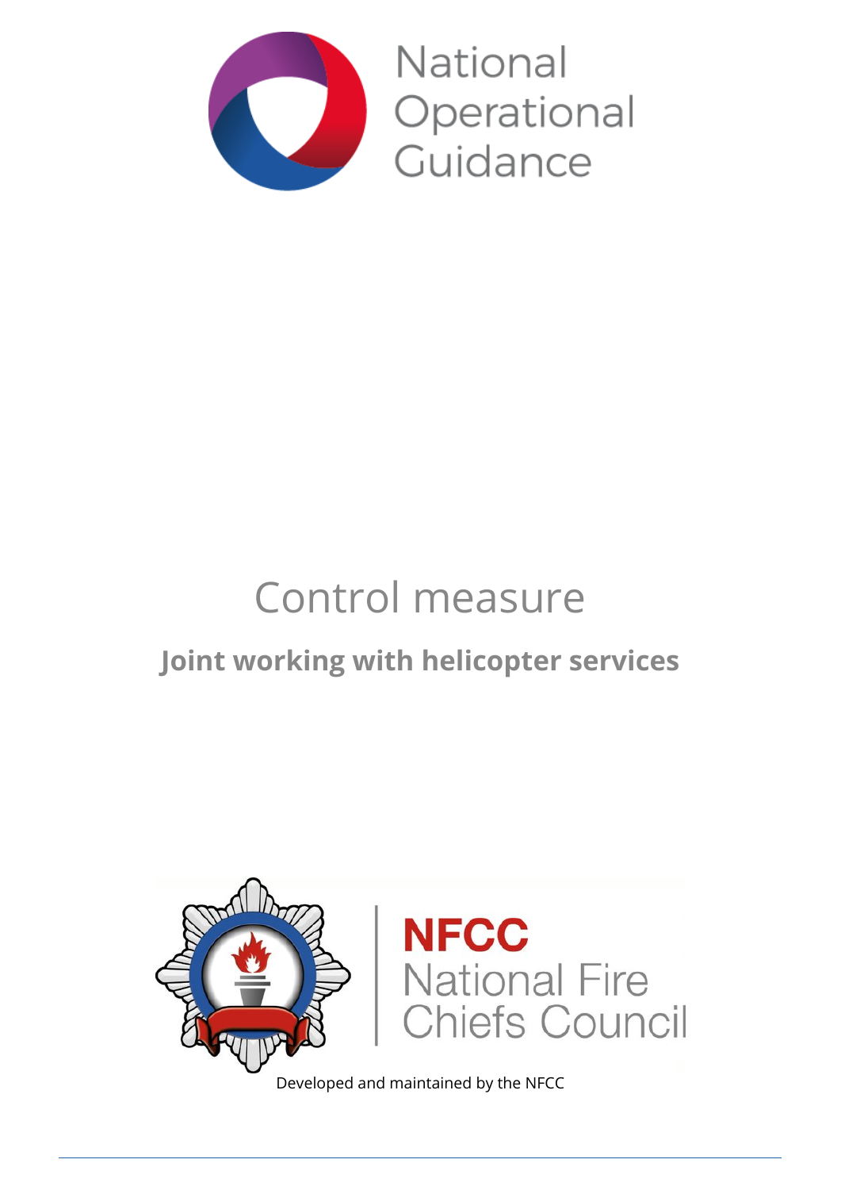National Operational Guidance

# Control measure

## Joint working with helicopter services

NFCC National Fire Chiefs Council

Developed and maintained by the NFCC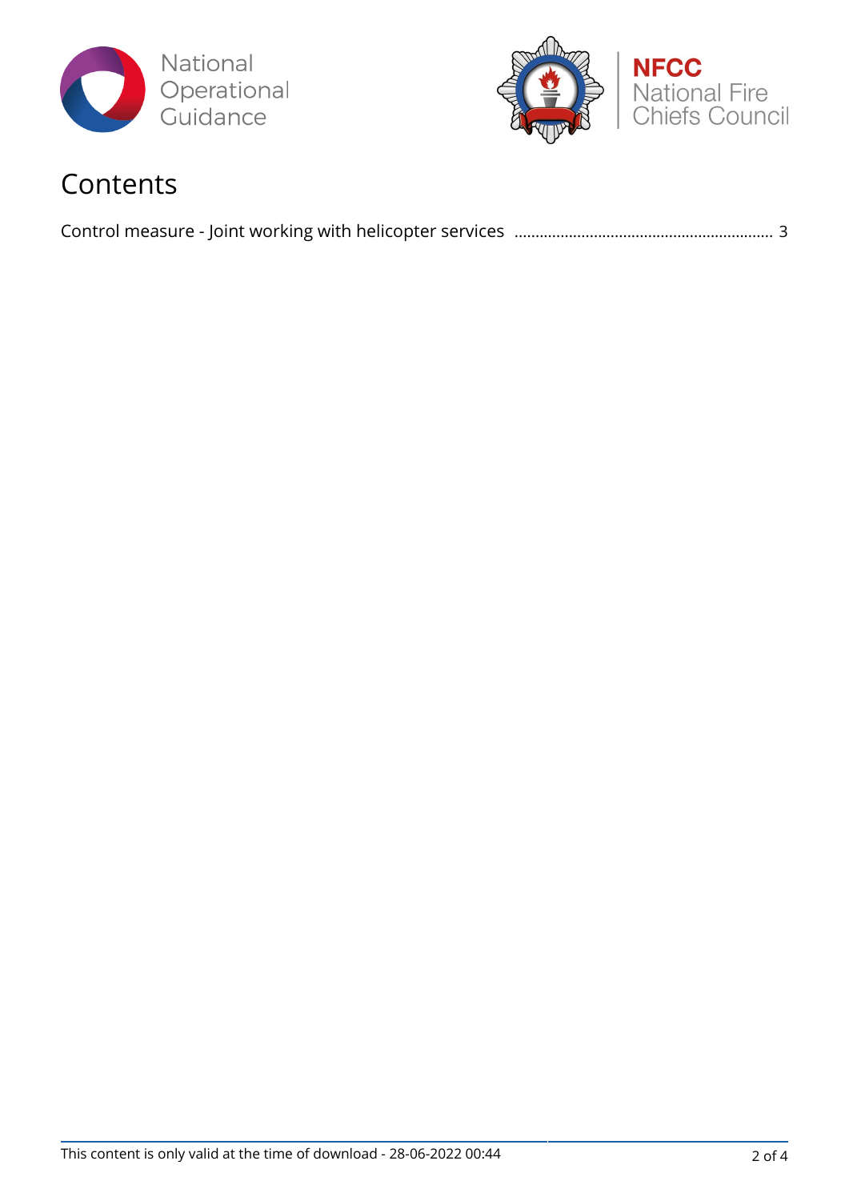# Contents

Control measure - Joint working with helicopter services ........................................................... 3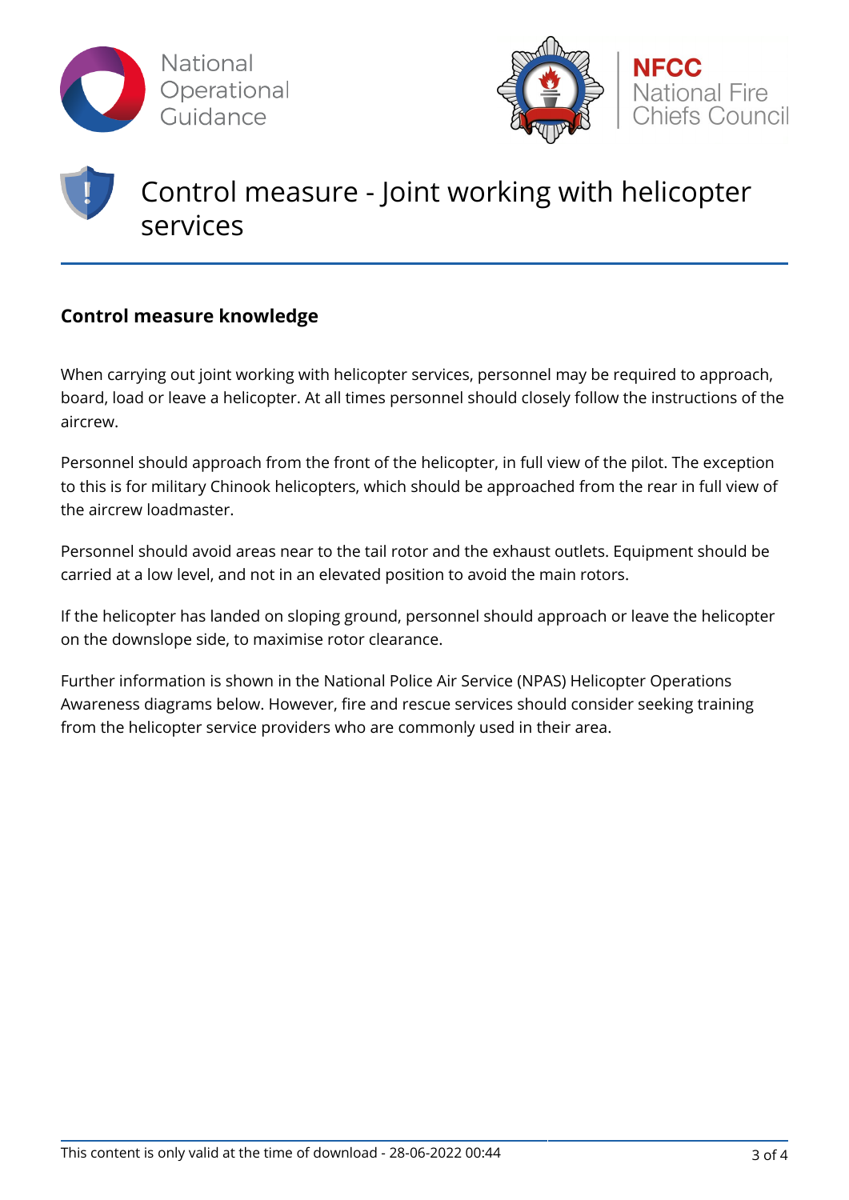# Control measure - Joint working with helicopter services

## Control measure knowledge

When carrying out joint working with helicopter services, personnel may be required to approach, board, load or leave a helicopter. At all times personnel should closely follow the instructions of the aircrew.

Personnel should approach from the front of the helicopter, in full view of the pilot. The exception to this is for military Chinook helicopters, which should be approached from the rear in full view of the aircrew loadmaster.

Personnel should avoid areas near to the tail rotor and the exhaust outlets. Equipment should be carried at a low level, and not in an elevated position to avoid the main rotors.

If the helicopter has landed on sloping ground, personnel should approach or leave the helicopter on the downslope side, to maximise rotor clearance.

Further information is shown in the National Police Air Service (NPAS) Helicopter Operations Awareness diagrams below. However, fire and rescue services should consider seeking training from the helicopter service providers who are commonly used in their area.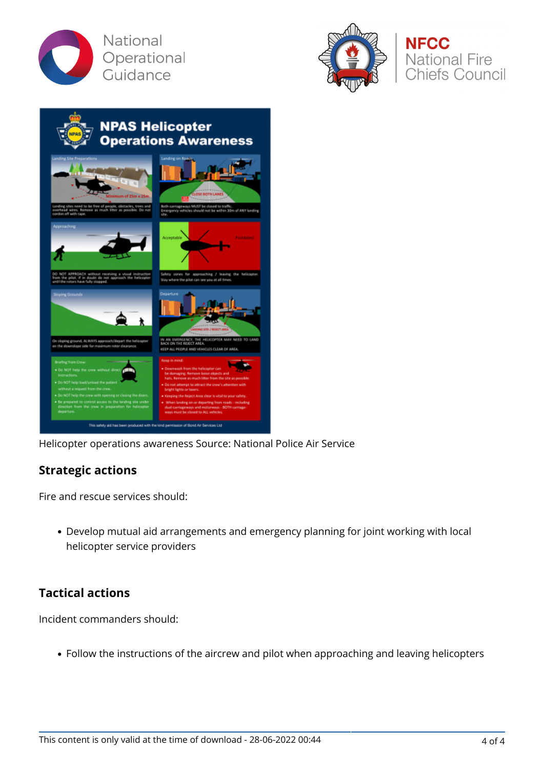Helicopter operations awareness Source: National Police Air Service

## Strategic actions

Fire and rescue services should:

- Develop mutual aid arrangements and emergency planning for joint working with local helicopter service providers

## Tactical actions

Incident commanders should:

- Follow the instructions of the aircrew and pilot when approaching and leaving helicopters